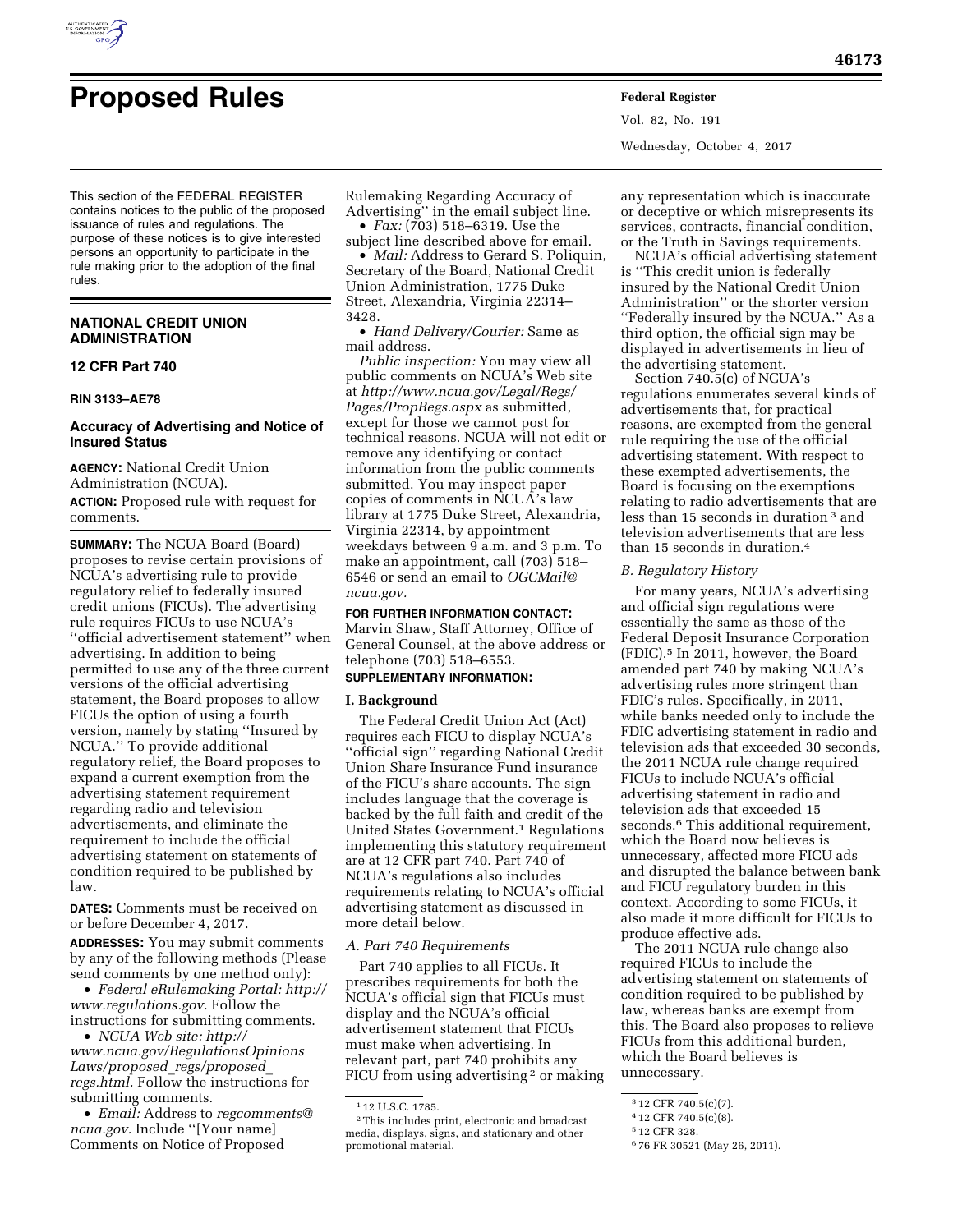# Proposed Rules

This section of the FEDERAL REGISTER contains notices to the public of the proposed issuance of rules and regulations. The purpose of these notices is to give interested persons an opportunity to participate in the rule making prior to the adoption of the final rules.

## NATIONAL CREDIT UNION ADMINISTRATION

## 12 CFR Part 740

**RIN 3133–AE78**

### Accuracy of Advertising and Notice of Insured Status

**AGENCY:** National Credit Union Administration (NCUA).

**ACTION:** Proposed rule with request for comments.

**SUMMARY:** The NCUA Board (Board) proposes to revise certain provisions of NCUA's advertising rule to provide regulatory relief to federally insured credit unions (FICUs). The advertising rule requires FICUs to use NCUA's ''official advertisement statement'' when advertising. In addition to being permitted to use any of the three current versions of the official advertising statement, the Board proposes to allow FICUs the option of using a fourth version, namely by stating ''Insured by NCUA.'' To provide additional regulatory relief, the Board proposes to expand a current exemption from the advertising statement requirement regarding radio and television advertisements, and eliminate the requirement to include the official advertising statement on statements of condition required to be published by law.

**DATES:** Comments must be received on or before December 4, 2017.

**ADDRESSES:** You may submit comments by any of the following methods (Please send comments by one method only):

- *Federal eRulemaking Portal: http://www.regulations.gov.* Follow the instructions for submitting comments.
- *NCUA Web site: http://www.ncua.gov/RegulationsOpinionsLaws/proposed_regs/proposed_regs.html.* Follow the instructions for submitting comments.
- *Email:* Address to *regcomments@ncua.gov.* Include ''[Your name] Comments on Notice of Proposed Rulemaking Regarding Accuracy of Advertising'' in the email subject line.
- *Fax:* (703) 518–6319. Use the subject line described above for email.
- *Mail:* Address to Gerard S. Poliquin, Secretary of the Board, National Credit Union Administration, 1775 Duke Street, Alexandria, Virginia 22314–3428.
- *Hand Delivery/Courier:* Same as mail address.

*Public inspection:* You may view all public comments on NCUA's Web site at *http://www.ncua.gov/Legal/Regs/Pages/PropRegs.aspx* as submitted, except for those we cannot post for technical reasons. NCUA will not edit or remove any identifying or contact information from the public comments submitted. You may inspect paper copies of comments in NCUA's law library at 1775 Duke Street, Alexandria, Virginia 22314, by appointment weekdays between 9 a.m. and 3 p.m. To make an appointment, call (703) 518–6546 or send an email to *OGCMail@ncua.gov.*

**FOR FURTHER INFORMATION CONTACT:** Marvin Shaw, Staff Attorney, Office of General Counsel, at the above address or telephone (703) 518–6553.

**SUPPLEMENTARY INFORMATION:**

#### I. Background

The Federal Credit Union Act (Act) requires each FICU to display NCUA's ''official sign'' regarding National Credit Union Share Insurance Fund insurance of the FICU's share accounts. The sign includes language that the coverage is backed by the full faith and credit of the United States Government.[1] Regulations implementing this statutory requirement are at 12 CFR part 740. Part 740 of NCUA's regulations also includes requirements relating to NCUA's official advertising statement as discussed in more detail below.

*A. Part 740 Requirements*

Part 740 applies to all FICUs. It prescribes requirements for both the NCUA's official sign that FICUs must display and the NCUA's official advertisement statement that FICUs must make when advertising. In relevant part, part 740 prohibits any FICU from using advertising[2] or making any representation which is inaccurate or deceptive or which misrepresents its services, contracts, financial condition, or the Truth in Savings requirements.

NCUA's official advertising statement is ''This credit union is federally insured by the National Credit Union Administration'' or the shorter version ''Federally insured by the NCUA.'' As a third option, the official sign may be displayed in advertisements in lieu of the advertising statement.

Section 740.5(c) of NCUA's regulations enumerates several kinds of advertisements that, for practical reasons, are exempted from the general rule requiring the use of the official advertising statement. With respect to these exempted advertisements, the Board is focusing on the exemptions relating to radio advertisements that are less than 15 seconds in duration[3] and television advertisements that are less than 15 seconds in duration.[4]

*B. Regulatory History*

For many years, NCUA's advertising and official sign regulations were essentially the same as those of the Federal Deposit Insurance Corporation (FDIC).[5] In 2011, however, the Board amended part 740 by making NCUA's advertising rules more stringent than FDIC's rules. Specifically, in 2011, while banks needed only to include the FDIC advertising statement in radio and television ads that exceeded 30 seconds, the 2011 NCUA rule change required FICUs to include NCUA's official advertising statement in radio and television ads that exceeded 15 seconds.[6] This additional requirement, which the Board now believes is unnecessary, affected more FICU ads and disrupted the balance between bank and FICU regulatory burden in this context. According to some FICUs, it also made it more difficult for FICUs to produce effective ads.

The 2011 NCUA rule change also required FICUs to include the advertising statement on statements of condition required to be published by law, whereas banks are exempt from this. The Board also proposes to relieve FICUs from this additional burden, which the Board believes is unnecessary.

---

[1] 12 U.S.C. 1785.

[2] This includes print, electronic and broadcast media, displays, signs, and stationary and other promotional material.

[3] 12 CFR 740.5(c)(7).

[4] 12 CFR 740.5(c)(8).

[5] 12 CFR 328.

[6] 76 FR 30521 (May 26, 2011).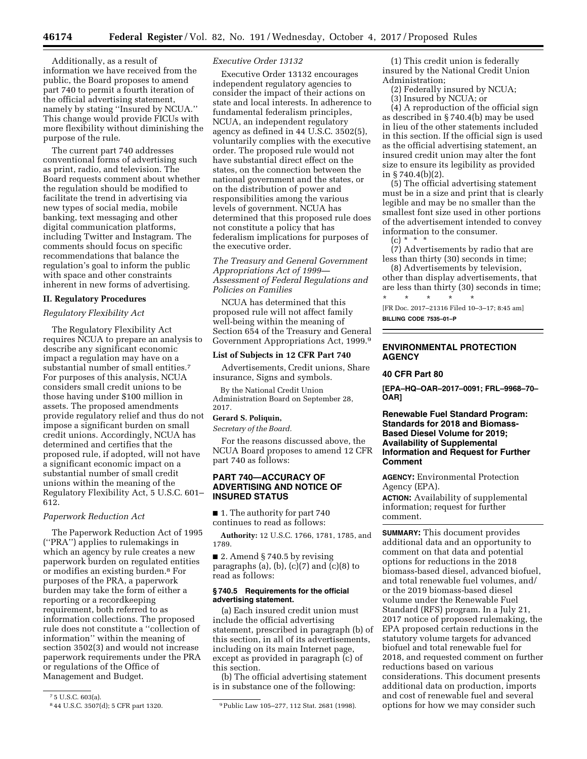Additionally, as a result of information we have received from the public, the Board proposes to amend part 740 to permit a fourth iteration of the official advertising statement, namely by stating ''Insured by NCUA.'' This change would provide FICUs with more flexibility without diminishing the purpose of the rule.

The current part 740 addresses conventional forms of advertising such as print, radio, and television. The Board requests comment about whether the regulation should be modified to facilitate the trend in advertising via new types of social media, mobile banking, text messaging and other digital communication platforms, including Twitter and Instagram. The comments should focus on specific recommendations that balance the regulation's goal to inform the public with space and other constraints inherent in new forms of advertising.

## II. Regulatory Procedures

*Regulatory Flexibility Act*

The Regulatory Flexibility Act requires NCUA to prepare an analysis to describe any significant economic impact a regulation may have on a substantial number of small entities.[7] For purposes of this analysis, NCUA considers small credit unions to be those having under $100 million in assets. The proposed amendments provide regulatory relief and thus do not impose a significant burden on small credit unions. Accordingly, NCUA has determined and certifies that the proposed rule, if adopted, will not have a significant economic impact on a substantial number of small credit unions within the meaning of the Regulatory Flexibility Act, 5 U.S.C. 601–612.

*Paperwork Reduction Act*

The Paperwork Reduction Act of 1995 (''PRA'') applies to rulemakings in which an agency by rule creates a new paperwork burden on regulated entities or modifies an existing burden.[8] For purposes of the PRA, a paperwork burden may take the form of either a reporting or a recordkeeping requirement, both referred to as information collections. The proposed rule does not constitute a ''collection of information'' within the meaning of section 3502(3) and would not increase paperwork requirements under the PRA or regulations of the Office of Management and Budget.

[7] 5 U.S.C. 603(a).

[8] 44 U.S.C. 3507(d); 5 CFR part 1320.

*Executive Order 13132*

Executive Order 13132 encourages independent regulatory agencies to consider the impact of their actions on state and local interests. In adherence to fundamental federalism principles, NCUA, an independent regulatory agency as defined in 44 U.S.C. 3502(5), voluntarily complies with the executive order. The proposed rule would not have substantial direct effect on the states, on the connection between the national government and the states, or on the distribution of power and responsibilities among the various levels of government. NCUA has determined that this proposed rule does not constitute a policy that has federalism implications for purposes of the executive order.

*The Treasury and General Government Appropriations Act of 1999—Assessment of Federal Regulations and Policies on Families*

NCUA has determined that this proposed rule will not affect family well-being within the meaning of Section 654 of the Treasury and General Government Appropriations Act, 1999.[9]

### List of Subjects in 12 CFR Part 740

Advertisements, Credit unions, Share insurance, Signs and symbols.

By the National Credit Union Administration Board on September 28, 2017.

**Gerard S. Poliquin,**

*Secretary of the Board.*

For the reasons discussed above, the NCUA Board proposes to amend 12 CFR part 740 as follows:

## PART 740—ACCURACY OF ADVERTISING AND NOTICE OF INSURED STATUS

■ 1. The authority for part 740 continues to read as follows:

**Authority:** 12 U.S.C. 1766, 1781, 1785, and 1789.

■ 2. Amend § 740.5 by revising paragraphs (a), (b), (c)(7) and (c)(8) to read as follows:

#### § 740.5 Requirements for the official advertising statement.

(a) Each insured credit union must include the official advertising statement, prescribed in paragraph (b) of this section, in all of its advertisements, including on its main Internet page, except as provided in paragraph (c) of this section.

(b) The official advertising statement is in substance one of the following:

[9] Public Law 105–277, 112 Stat. 2681 (1998).

(1) This credit union is federally insured by the National Credit Union Administration;

(2) Federally insured by NCUA;

(3) Insured by NCUA; or

(4) A reproduction of the official sign as described in § 740.4(b) may be used in lieu of the other statements included in this section. If the official sign is used as the official advertising statement, an insured credit union may alter the font size to ensure its legibility as provided in § 740.4(b)(2).

(5) The official advertising statement must be in a size and print that is clearly legible and may be no smaller than the smallest font size used in other portions of the advertisement intended to convey information to the consumer.

(c) * * *

(7) Advertisements by radio that are less than thirty (30) seconds in time;

(8) Advertisements by television, other than display advertisements, that are less than thirty (30) seconds in time;

\* \* \* \* \*

[FR Doc. 2017–21316 Filed 10–3–17; 8:45 am]

**BILLING CODE 7535–01–P**

---

## ENVIRONMENTAL PROTECTION AGENCY

### 40 CFR Part 80

**[EPA–HQ–OAR–2017–0091; FRL–9968–70–OAR]**

### Renewable Fuel Standard Program: Standards for 2018 and Biomass-Based Diesel Volume for 2019; Availability of Supplemental Information and Request for Further Comment

**AGENCY:** Environmental Protection Agency (EPA).

**ACTION:** Availability of supplemental information; request for further comment.

**SUMMARY:** This document provides additional data and an opportunity to comment on that data and potential options for reductions in the 2018 biomass-based diesel, advanced biofuel, and total renewable fuel volumes, and/or the 2019 biomass-based diesel volume under the Renewable Fuel Standard (RFS) program. In a July 21, 2017 notice of proposed rulemaking, the EPA proposed certain reductions in the statutory volume targets for advanced biofuel and total renewable fuel for 2018, and requested comment on further reductions based on various considerations. This document presents additional data on production, imports and cost of renewable fuel and several options for how we may consider such